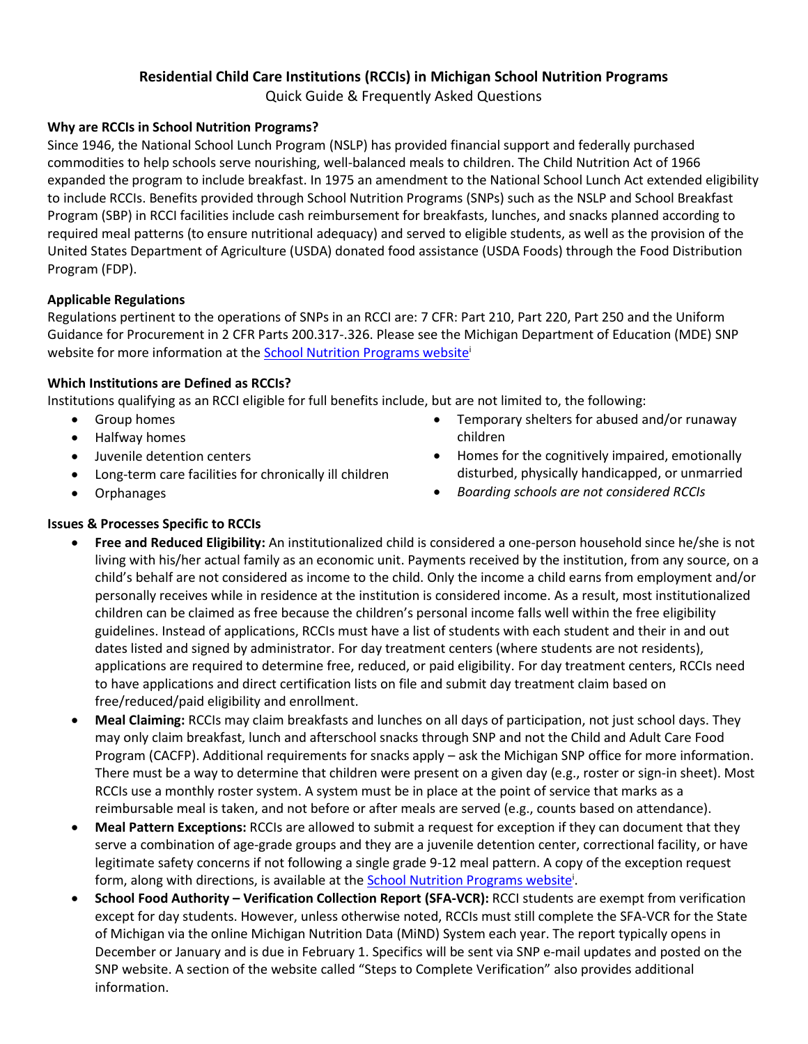# Residential Child Care Institutions (RCCIs) in Michigan School Nutrition Programs

Quick Guide & Frequently Asked Questions

**Why are RCCIs in School Nutrition Programs?**

Since 1946, the National School Lunch Program (NSLP) has provided financial support and federally purchased commodities to help schools serve nourishing, well-balanced meals to children. The Child Nutrition Act of 1966 expanded the program to include breakfast. In 1975 an amendment to the National School Lunch Act extended eligibility to include RCCIs. Benefits provided through School Nutrition Programs (SNPs) such as the NSLP and School Breakfast Program (SBP) in RCCI facilities include cash reimbursement for breakfasts, lunches, and snacks planned according to required meal patterns (to ensure nutritional adequacy) and served to eligible students, as well as the provision of the United States Department of Agriculture (USDA) donated food assistance (USDA Foods) through the Food Distribution Program (FDP).

**Applicable Regulations**

Regulations pertinent to the operations of SNPs in an RCCI are: 7 CFR: Part 210, Part 220, Part 250 and the Uniform Guidance for Procurement in 2 CFR Parts 200.317-.326. Please see the Michigan Department of Education (MDE) SNP website for more information at the School Nutrition Programs website[i]

**Which Institutions are Defined as RCCIs?**

Institutions qualifying as an RCCI eligible for full benefits include, but are not limited to, the following:

- Group homes
- Halfway homes
- Juvenile detention centers
- Long-term care facilities for chronically ill children
- Orphanages
- Temporary shelters for abused and/or runaway children
- Homes for the cognitively impaired, emotionally disturbed, physically handicapped, or unmarried
- *Boarding schools are not considered RCCIs*

**Issues & Processes Specific to RCCIs**

- **Free and Reduced Eligibility:** An institutionalized child is considered a one-person household since he/she is not living with his/her actual family as an economic unit. Payments received by the institution, from any source, on a child's behalf are not considered as income to the child. Only the income a child earns from employment and/or personally receives while in residence at the institution is considered income. As a result, most institutionalized children can be claimed as free because the children's personal income falls well within the free eligibility guidelines. Instead of applications, RCCIs must have a list of students with each student and their in and out dates listed and signed by administrator. For day treatment centers (where students are not residents), applications are required to determine free, reduced, or paid eligibility. For day treatment centers, RCCIs need to have applications and direct certification lists on file and submit day treatment claim based on free/reduced/paid eligibility and enrollment.
- **Meal Claiming:** RCCIs may claim breakfasts and lunches on all days of participation, not just school days. They may only claim breakfast, lunch and afterschool snacks through SNP and not the Child and Adult Care Food Program (CACFP). Additional requirements for snacks apply – ask the Michigan SNP office for more information. There must be a way to determine that children were present on a given day (e.g., roster or sign-in sheet). Most RCCIs use a monthly roster system. A system must be in place at the point of service that marks as a reimbursable meal is taken, and not before or after meals are served (e.g., counts based on attendance).
- **Meal Pattern Exceptions:** RCCIs are allowed to submit a request for exception if they can document that they serve a combination of age-grade groups and they are a juvenile detention center, correctional facility, or have legitimate safety concerns if not following a single grade 9-12 meal pattern. A copy of the exception request form, along with directions, is available at the School Nutrition Programs website[i].
- **School Food Authority – Verification Collection Report (SFA-VCR):** RCCI students are exempt from verification except for day students. However, unless otherwise noted, RCCIs must still complete the SFA-VCR for the State of Michigan via the online Michigan Nutrition Data (MiND) System each year. The report typically opens in December or January and is due in February 1. Specifics will be sent via SNP e-mail updates and posted on the SNP website. A section of the website called "Steps to Complete Verification" also provides additional information.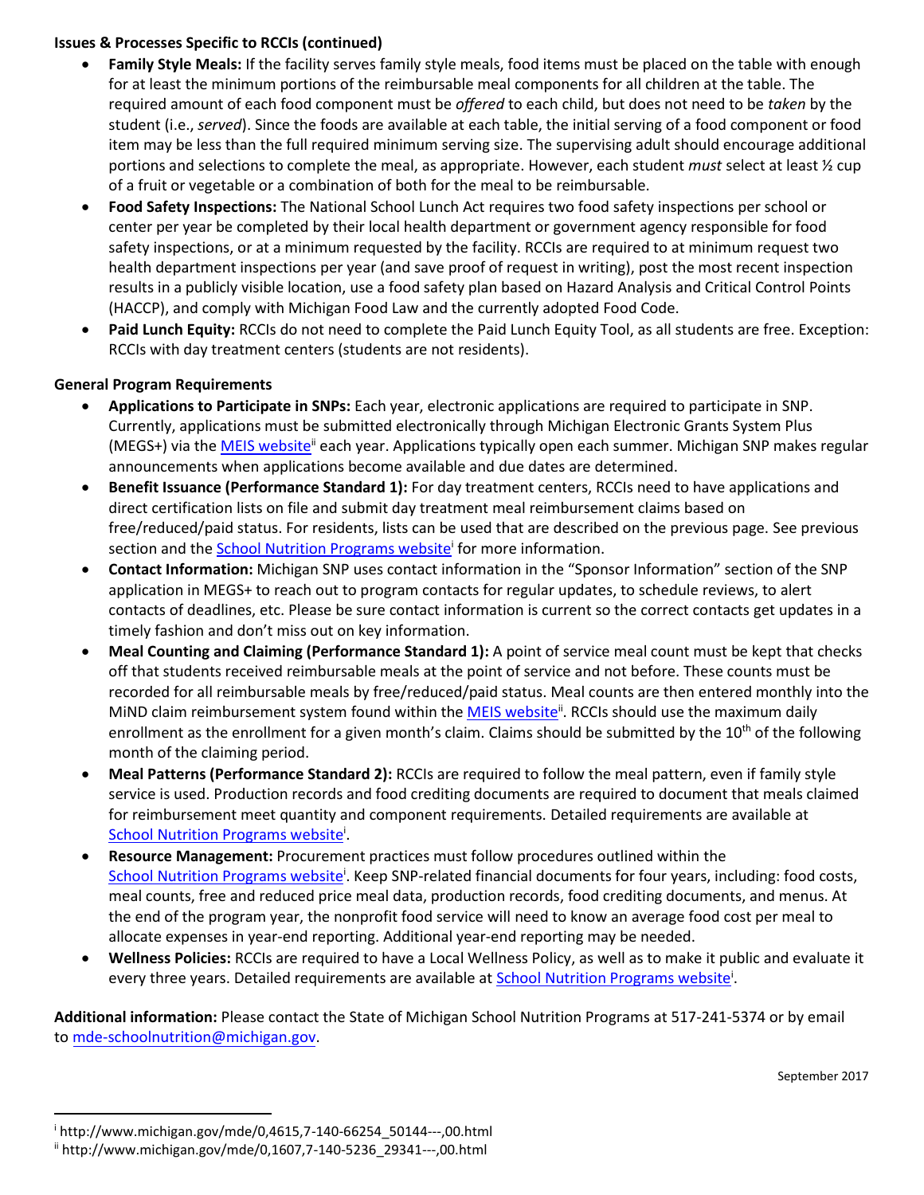**Issues & Processes Specific to RCCIs (continued)**

- **Family Style Meals:** If the facility serves family style meals, food items must be placed on the table with enough for at least the minimum portions of the reimbursable meal components for all children at the table. The required amount of each food component must be *offered* to each child, but does not need to be *taken* by the student (i.e., *served*). Since the foods are available at each table, the initial serving of a food component or food item may be less than the full required minimum serving size. The supervising adult should encourage additional portions and selections to complete the meal, as appropriate. However, each student *must* select at least ½ cup of a fruit or vegetable or a combination of both for the meal to be reimbursable.
- **Food Safety Inspections:** The National School Lunch Act requires two food safety inspections per school or center per year be completed by their local health department or government agency responsible for food safety inspections, or at a minimum requested by the facility. RCCIs are required to at minimum request two health department inspections per year (and save proof of request in writing), post the most recent inspection results in a publicly visible location, use a food safety plan based on Hazard Analysis and Critical Control Points (HACCP), and comply with Michigan Food Law and the currently adopted Food Code.
- **Paid Lunch Equity:** RCCIs do not need to complete the Paid Lunch Equity Tool, as all students are free. Exception: RCCIs with day treatment centers (students are not residents).

**General Program Requirements**

- **Applications to Participate in SNPs:** Each year, electronic applications are required to participate in SNP. Currently, applications must be submitted electronically through Michigan Electronic Grants System Plus (MEGS+) via the MEIS website[ii] each year. Applications typically open each summer. Michigan SNP makes regular announcements when applications become available and due dates are determined.
- **Benefit Issuance (Performance Standard 1):** For day treatment centers, RCCIs need to have applications and direct certification lists on file and submit day treatment meal reimbursement claims based on free/reduced/paid status. For residents, lists can be used that are described on the previous page. See previous section and the School Nutrition Programs website[i] for more information.
- **Contact Information:** Michigan SNP uses contact information in the "Sponsor Information" section of the SNP application in MEGS+ to reach out to program contacts for regular updates, to schedule reviews, to alert contacts of deadlines, etc. Please be sure contact information is current so the correct contacts get updates in a timely fashion and don't miss out on key information.
- **Meal Counting and Claiming (Performance Standard 1):** A point of service meal count must be kept that checks off that students received reimbursable meals at the point of service and not before. These counts must be recorded for all reimbursable meals by free/reduced/paid status. Meal counts are then entered monthly into the MiND claim reimbursement system found within the MEIS website[ii]. RCCIs should use the maximum daily enrollment as the enrollment for a given month's claim. Claims should be submitted by the 10th of the following month of the claiming period.
- **Meal Patterns (Performance Standard 2):** RCCIs are required to follow the meal pattern, even if family style service is used. Production records and food crediting documents are required to document that meals claimed for reimbursement meet quantity and component requirements. Detailed requirements are available at School Nutrition Programs website[i].
- **Resource Management:** Procurement practices must follow procedures outlined within the School Nutrition Programs website[i]. Keep SNP-related financial documents for four years, including: food costs, meal counts, free and reduced price meal data, production records, food crediting documents, and menus. At the end of the program year, the nonprofit food service will need to know an average food cost per meal to allocate expenses in year-end reporting. Additional year-end reporting may be needed.
- **Wellness Policies:** RCCIs are required to have a Local Wellness Policy, as well as to make it public and evaluate it every three years. Detailed requirements are available at School Nutrition Programs website[i].

**Additional information:** Please contact the State of Michigan School Nutrition Programs at 517-241-5374 or by email to mde-schoolnutrition@michigan.gov.

September 2017

[i] http://www.michigan.gov/mde/0,4615,7-140-66254_50144---,00.html
[ii] http://www.michigan.gov/mde/0,1607,7-140-5236_29341---,00.html